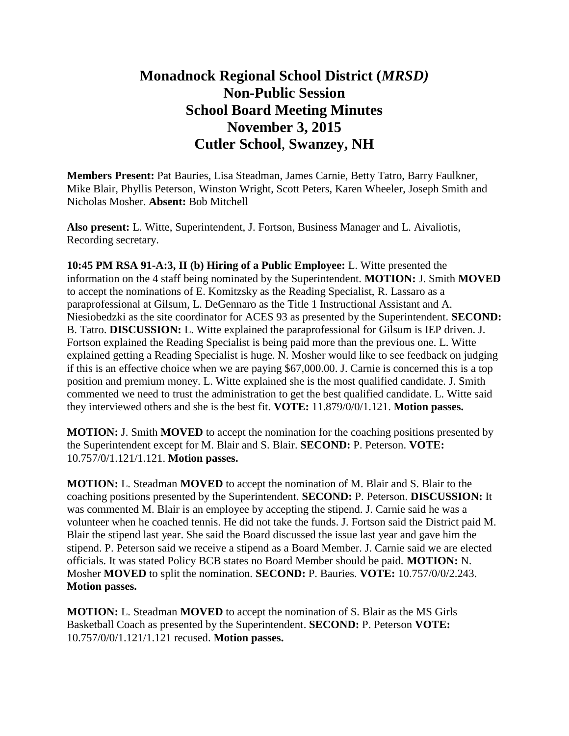# Monadnock Regional School District (*MRSD)*
# Non-Public Session
# School Board Meeting Minutes
# November 3, 2015
# Cutler School, Swanzey, NH

**Members Present:** Pat Bauries, Lisa Steadman, James Carnie, Betty Tatro, Barry Faulkner, Mike Blair, Phyllis Peterson, Winston Wright, Scott Peters, Karen Wheeler, Joseph Smith and Nicholas Mosher. **Absent:** Bob Mitchell

**Also present:** L. Witte, Superintendent, J. Fortson, Business Manager and L. Aivaliotis, Recording secretary.

**10:45 PM RSA 91-A:3, II (b) Hiring of a Public Employee:** L. Witte presented the information on the 4 staff being nominated by the Superintendent. **MOTION:** J. Smith **MOVED** to accept the nominations of E. Komitzsky as the Reading Specialist, R. Lassaro as a paraprofessional at Gilsum, L. DeGennaro as the Title 1 Instructional Assistant and A. Niesiobedzki as the site coordinator for ACES 93 as presented by the Superintendent. **SECOND:** B. Tatro. **DISCUSSION:** L. Witte explained the paraprofessional for Gilsum is IEP driven. J. Fortson explained the Reading Specialist is being paid more than the previous one. L. Witte explained getting a Reading Specialist is huge. N. Mosher would like to see feedback on judging if this is an effective choice when we are paying $67,000.00. J. Carnie is concerned this is a top position and premium money. L. Witte explained she is the most qualified candidate. J. Smith commented we need to trust the administration to get the best qualified candidate. L. Witte said they interviewed others and she is the best fit. **VOTE:** 11.879/0/0/1.121. **Motion passes.**

**MOTION:** J. Smith **MOVED** to accept the nomination for the coaching positions presented by the Superintendent except for M. Blair and S. Blair. **SECOND:** P. Peterson. **VOTE:** 10.757/0/1.121/1.121. **Motion passes.**

**MOTION:** L. Steadman **MOVED** to accept the nomination of M. Blair and S. Blair to the coaching positions presented by the Superintendent. **SECOND:** P. Peterson. **DISCUSSION:** It was commented M. Blair is an employee by accepting the stipend. J. Carnie said he was a volunteer when he coached tennis. He did not take the funds. J. Fortson said the District paid M. Blair the stipend last year. She said the Board discussed the issue last year and gave him the stipend. P. Peterson said we receive a stipend as a Board Member. J. Carnie said we are elected officials. It was stated Policy BCB states no Board Member should be paid. **MOTION:** N. Mosher **MOVED** to split the nomination. **SECOND:** P. Bauries. **VOTE:** 10.757/0/0/2.243. **Motion passes.**

**MOTION:** L. Steadman **MOVED** to accept the nomination of S. Blair as the MS Girls Basketball Coach as presented by the Superintendent. **SECOND:** P. Peterson **VOTE:** 10.757/0/0/1.121/1.121 recused. **Motion passes.**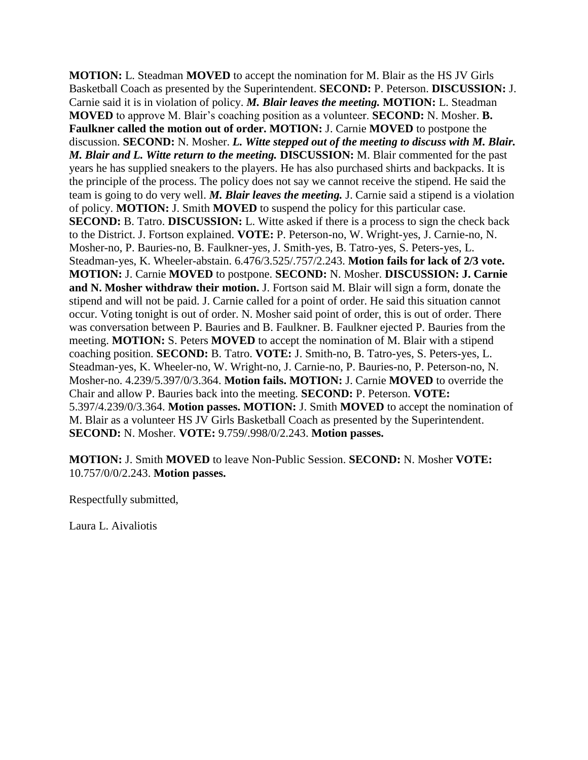**MOTION:** L. Steadman **MOVED** to accept the nomination for M. Blair as the HS JV Girls Basketball Coach as presented by the Superintendent. **SECOND:** P. Peterson. **DISCUSSION:** J. Carnie said it is in violation of policy. ***M. Blair leaves the meeting.*** **MOTION:** L. Steadman **MOVED** to approve M. Blair's coaching position as a volunteer. **SECOND:** N. Mosher. **B. Faulkner called the motion out of order. MOTION:** J. Carnie **MOVED** to postpone the discussion. **SECOND:** N. Mosher. ***L. Witte stepped out of the meeting to discuss with M. Blair. M. Blair and L. Witte return to the meeting.*** **DISCUSSION:** M. Blair commented for the past years he has supplied sneakers to the players. He has also purchased shirts and backpacks. It is the principle of the process. The policy does not say we cannot receive the stipend. He said the team is going to do very well. ***M. Blair leaves the meeting.*** J. Carnie said a stipend is a violation of policy. **MOTION:** J. Smith **MOVED** to suspend the policy for this particular case. **SECOND:** B. Tatro. **DISCUSSION:** L. Witte asked if there is a process to sign the check back to the District. J. Fortson explained. **VOTE:** P. Peterson-no, W. Wright-yes, J. Carnie-no, N. Mosher-no, P. Bauries-no, B. Faulkner-yes, J. Smith-yes, B. Tatro-yes, S. Peters-yes, L. Steadman-yes, K. Wheeler-abstain. 6.476/3.525/.757/2.243. **Motion fails for lack of 2/3 vote. MOTION:** J. Carnie **MOVED** to postpone. **SECOND:** N. Mosher. **DISCUSSION: J. Carnie and N. Mosher withdraw their motion.** J. Fortson said M. Blair will sign a form, donate the stipend and will not be paid. J. Carnie called for a point of order. He said this situation cannot occur. Voting tonight is out of order. N. Mosher said point of order, this is out of order. There was conversation between P. Bauries and B. Faulkner. B. Faulkner ejected P. Bauries from the meeting. **MOTION:** S. Peters **MOVED** to accept the nomination of M. Blair with a stipend coaching position. **SECOND:** B. Tatro. **VOTE:** J. Smith-no, B. Tatro-yes, S. Peters-yes, L. Steadman-yes, K. Wheeler-no, W. Wright-no, J. Carnie-no, P. Bauries-no, P. Peterson-no, N. Mosher-no. 4.239/5.397/0/3.364. **Motion fails. MOTION:** J. Carnie **MOVED** to override the Chair and allow P. Bauries back into the meeting. **SECOND:** P. Peterson. **VOTE:** 5.397/4.239/0/3.364. **Motion passes. MOTION:** J. Smith **MOVED** to accept the nomination of M. Blair as a volunteer HS JV Girls Basketball Coach as presented by the Superintendent. **SECOND:** N. Mosher. **VOTE:** 9.759/.998/0/2.243. **Motion passes.**

**MOTION:** J. Smith **MOVED** to leave Non-Public Session. **SECOND:** N. Mosher **VOTE:** 10.757/0/0/2.243. **Motion passes.**

Respectfully submitted,

Laura L. Aivaliotis